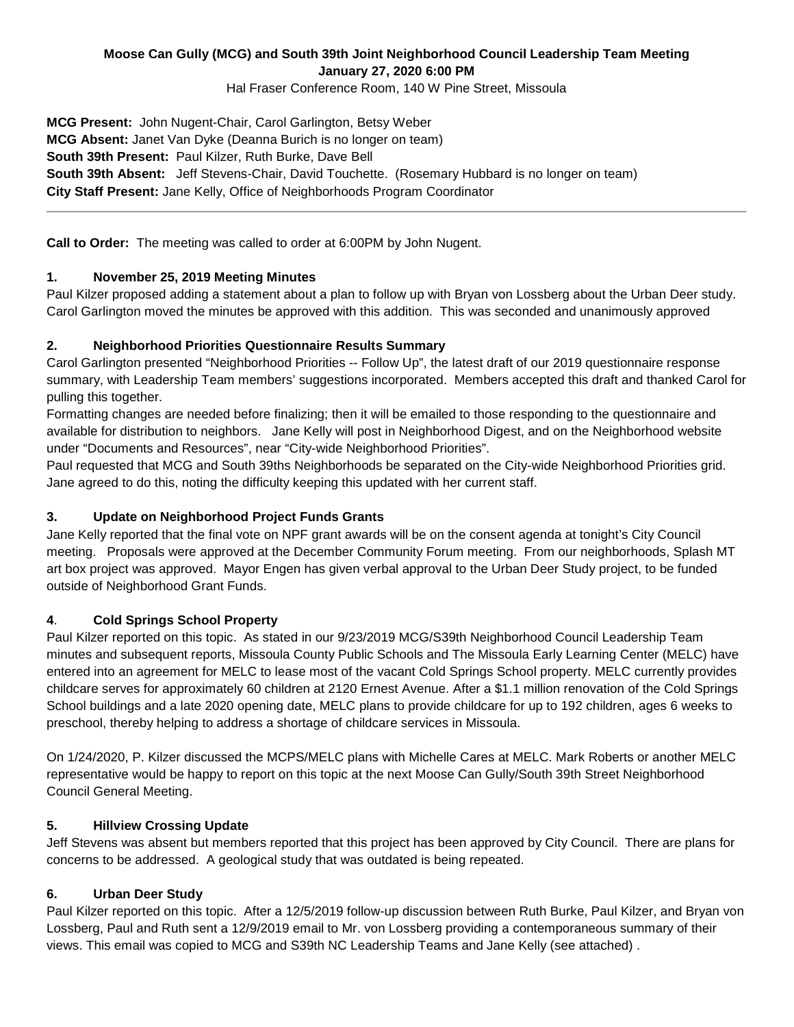**Moose Can Gully (MCG) and South 39th Joint Neighborhood Council Leadership Team Meeting**
**January 27, 2020 6:00 PM**
Hal Fraser Conference Room, 140 W Pine Street, Missoula

**MCG Present:** John Nugent-Chair, Carol Garlington, Betsy Weber
**MCG Absent:** Janet Van Dyke (Deanna Burich is no longer on team)
**South 39th Present:** Paul Kilzer, Ruth Burke, Dave Bell
**South 39th Absent:** Jeff Stevens-Chair, David Touchette. (Rosemary Hubbard is no longer on team)
**City Staff Present:** Jane Kelly, Office of Neighborhoods Program Coordinator

---

**Call to Order:** The meeting was called to order at 6:00PM by John Nugent.

### 1. November 25, 2019 Meeting Minutes

Paul Kilzer proposed adding a statement about a plan to follow up with Bryan von Lossberg about the Urban Deer study. Carol Garlington moved the minutes be approved with this addition. This was seconded and unanimously approved

### 2. Neighborhood Priorities Questionnaire Results Summary

Carol Garlington presented "Neighborhood Priorities -- Follow Up", the latest draft of our 2019 questionnaire response summary, with Leadership Team members' suggestions incorporated. Members accepted this draft and thanked Carol for pulling this together.

Formatting changes are needed before finalizing; then it will be emailed to those responding to the questionnaire and available for distribution to neighbors. Jane Kelly will post in Neighborhood Digest, and on the Neighborhood website under "Documents and Resources", near "City-wide Neighborhood Priorities".

Paul requested that MCG and South 39ths Neighborhoods be separated on the City-wide Neighborhood Priorities grid. Jane agreed to do this, noting the difficulty keeping this updated with her current staff.

### 3. Update on Neighborhood Project Funds Grants

Jane Kelly reported that the final vote on NPF grant awards will be on the consent agenda at tonight's City Council meeting. Proposals were approved at the December Community Forum meeting. From our neighborhoods, Splash MT art box project was approved. Mayor Engen has given verbal approval to the Urban Deer Study project, to be funded outside of Neighborhood Grant Funds.

### 4. Cold Springs School Property

Paul Kilzer reported on this topic. As stated in our 9/23/2019 MCG/S39th Neighborhood Council Leadership Team minutes and subsequent reports, Missoula County Public Schools and The Missoula Early Learning Center (MELC) have entered into an agreement for MELC to lease most of the vacant Cold Springs School property. MELC currently provides childcare serves for approximately 60 children at 2120 Ernest Avenue. After a $1.1 million renovation of the Cold Springs School buildings and a late 2020 opening date, MELC plans to provide childcare for up to 192 children, ages 6 weeks to preschool, thereby helping to address a shortage of childcare services in Missoula.

On 1/24/2020, P. Kilzer discussed the MCPS/MELC plans with Michelle Cares at MELC. Mark Roberts or another MELC representative would be happy to report on this topic at the next Moose Can Gully/South 39th Street Neighborhood Council General Meeting.

### 5. Hillview Crossing Update

Jeff Stevens was absent but members reported that this project has been approved by City Council. There are plans for concerns to be addressed. A geological study that was outdated is being repeated.

### 6. Urban Deer Study

Paul Kilzer reported on this topic. After a 12/5/2019 follow-up discussion between Ruth Burke, Paul Kilzer, and Bryan von Lossberg, Paul and Ruth sent a 12/9/2019 email to Mr. von Lossberg providing a contemporaneous summary of their views. This email was copied to MCG and S39th NC Leadership Teams and Jane Kelly (see attached) .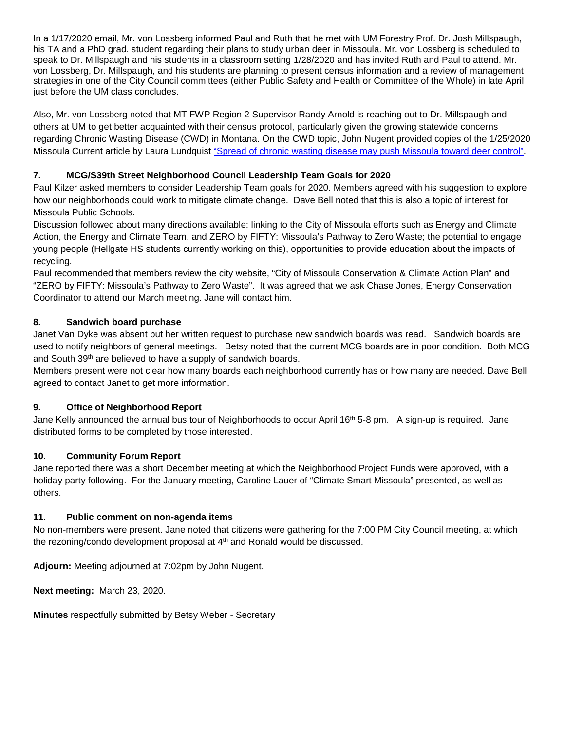In a 1/17/2020 email, Mr. von Lossberg informed Paul and Ruth that he met with UM Forestry Prof. Dr. Josh Millspaugh, his TA and a PhD grad. student regarding their plans to study urban deer in Missoula. Mr. von Lossberg is scheduled to speak to Dr. Millspaugh and his students in a classroom setting 1/28/2020 and has invited Ruth and Paul to attend. Mr. von Lossberg, Dr. Millspaugh, and his students are planning to present census information and a review of management strategies in one of the City Council committees (either Public Safety and Health or Committee of the Whole) in late April just before the UM class concludes.

Also, Mr. von Lossberg noted that MT FWP Region 2 Supervisor Randy Arnold is reaching out to Dr. Millspaugh and others at UM to get better acquainted with their census protocol, particularly given the growing statewide concerns regarding Chronic Wasting Disease (CWD) in Montana. On the CWD topic, John Nugent provided copies of the 1/25/2020 Missoula Current article by Laura Lundquist "Spread of chronic wasting disease may push Missoula toward deer control".

### 7. MCG/S39th Street Neighborhood Council Leadership Team Goals for 2020

Paul Kilzer asked members to consider Leadership Team goals for 2020. Members agreed with his suggestion to explore how our neighborhoods could work to mitigate climate change. Dave Bell noted that this is also a topic of interest for Missoula Public Schools.

Discussion followed about many directions available: linking to the City of Missoula efforts such as Energy and Climate Action, the Energy and Climate Team, and ZERO by FIFTY: Missoula's Pathway to Zero Waste; the potential to engage young people (Hellgate HS students currently working on this), opportunities to provide education about the impacts of recycling.

Paul recommended that members review the city website, "City of Missoula Conservation & Climate Action Plan" and "ZERO by FIFTY: Missoula's Pathway to Zero Waste". It was agreed that we ask Chase Jones, Energy Conservation Coordinator to attend our March meeting. Jane will contact him.

### 8. Sandwich board purchase

Janet Van Dyke was absent but her written request to purchase new sandwich boards was read. Sandwich boards are used to notify neighbors of general meetings. Betsy noted that the current MCG boards are in poor condition. Both MCG and South 39th are believed to have a supply of sandwich boards.

Members present were not clear how many boards each neighborhood currently has or how many are needed. Dave Bell agreed to contact Janet to get more information.

### 9. Office of Neighborhood Report

Jane Kelly announced the annual bus tour of Neighborhoods to occur April 16th 5-8 pm. A sign-up is required. Jane distributed forms to be completed by those interested.

### 10. Community Forum Report

Jane reported there was a short December meeting at which the Neighborhood Project Funds were approved, with a holiday party following. For the January meeting, Caroline Lauer of "Climate Smart Missoula" presented, as well as others.

### 11. Public comment on non-agenda items

No non-members were present. Jane noted that citizens were gathering for the 7:00 PM City Council meeting, at which the rezoning/condo development proposal at 4th and Ronald would be discussed.

**Adjourn:** Meeting adjourned at 7:02pm by John Nugent.

**Next meeting:** March 23, 2020.

**Minutes** respectfully submitted by Betsy Weber - Secretary